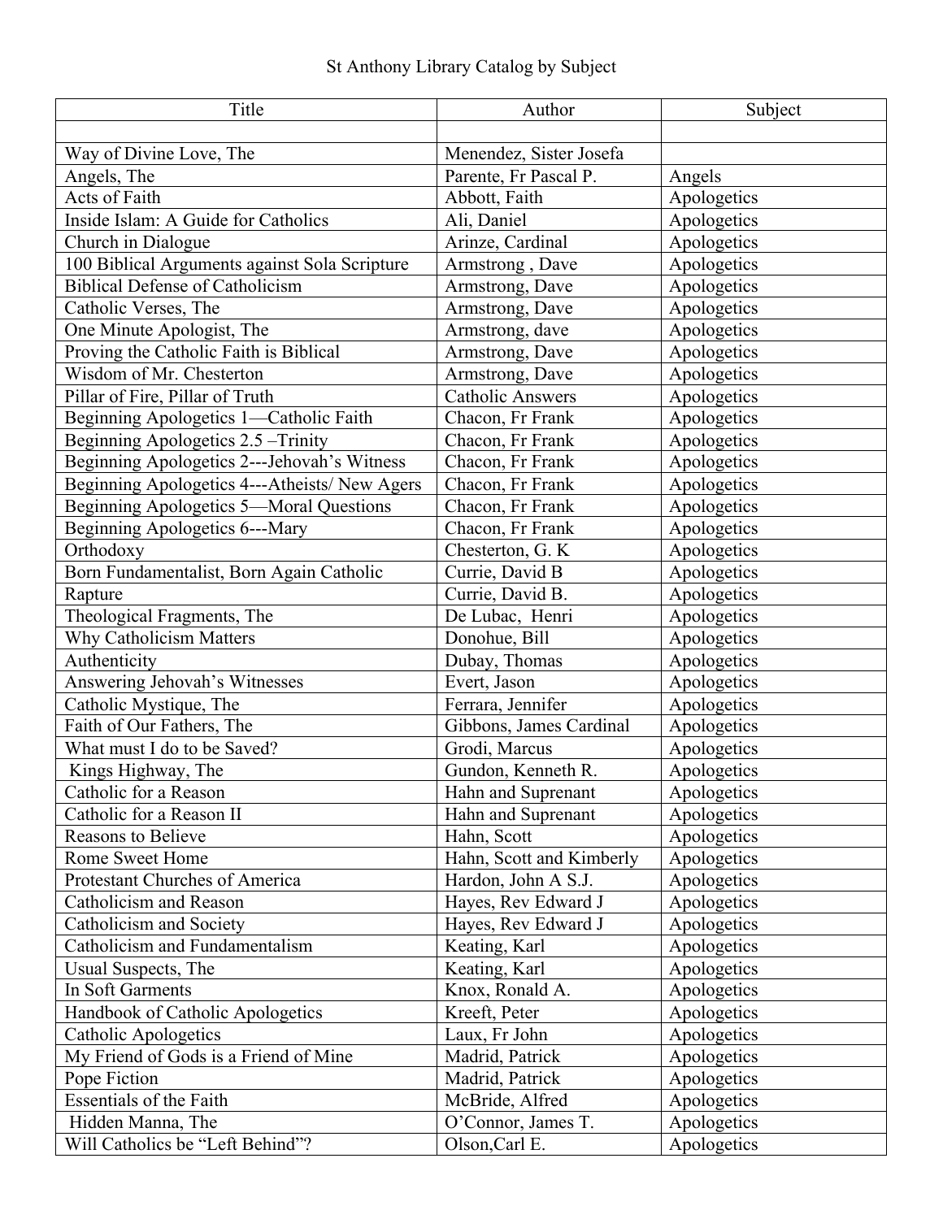St Anthony Library Catalog by Subject

| Title | Author | Subject |
| --- | --- | --- |
| | | |
| Way of Divine Love, The | Menendez, Sister Josefa | |
| Angels, The | Parente, Fr Pascal P. | Angels |
| Acts of Faith | Abbott, Faith | Apologetics |
| Inside Islam: A Guide for Catholics | Ali, Daniel | Apologetics |
| Church in Dialogue | Arinze, Cardinal | Apologetics |
| 100 Biblical Arguments against Sola Scripture | Armstrong , Dave | Apologetics |
| Biblical Defense of Catholicism | Armstrong, Dave | Apologetics |
| Catholic Verses, The | Armstrong, Dave | Apologetics |
| One Minute Apologist, The | Armstrong, dave | Apologetics |
| Proving the Catholic Faith is Biblical | Armstrong, Dave | Apologetics |
| Wisdom of Mr. Chesterton | Armstrong, Dave | Apologetics |
| Pillar of Fire, Pillar of Truth | Catholic Answers | Apologetics |
| Beginning Apologetics 1—Catholic Faith | Chacon, Fr Frank | Apologetics |
| Beginning Apologetics 2.5 –Trinity | Chacon, Fr Frank | Apologetics |
| Beginning Apologetics 2---Jehovah's Witness | Chacon, Fr Frank | Apologetics |
| Beginning Apologetics 4---Atheists/ New Agers | Chacon, Fr Frank | Apologetics |
| Beginning Apologetics 5—Moral Questions | Chacon, Fr Frank | Apologetics |
| Beginning Apologetics 6---Mary | Chacon, Fr Frank | Apologetics |
| Orthodoxy | Chesterton, G. K | Apologetics |
| Born Fundamentalist, Born Again Catholic | Currie, David B | Apologetics |
| Rapture | Currie, David B. | Apologetics |
| Theological Fragments, The | De Lubac, Henri | Apologetics |
| Why Catholicism Matters | Donohue, Bill | Apologetics |
| Authenticity | Dubay, Thomas | Apologetics |
| Answering Jehovah's Witnesses | Evert, Jason | Apologetics |
| Catholic Mystique, The | Ferrara, Jennifer | Apologetics |
| Faith of Our Fathers, The | Gibbons, James Cardinal | Apologetics |
| What must I do to be Saved? | Grodi, Marcus | Apologetics |
| Kings Highway, The | Gundon, Kenneth R. | Apologetics |
| Catholic for a Reason | Hahn and Suprenant | Apologetics |
| Catholic for a Reason II | Hahn and Suprenant | Apologetics |
| Reasons to Believe | Hahn, Scott | Apologetics |
| Rome Sweet Home | Hahn, Scott and Kimberly | Apologetics |
| Protestant Churches of America | Hardon, John A S.J. | Apologetics |
| Catholicism and Reason | Hayes, Rev Edward J | Apologetics |
| Catholicism and Society | Hayes, Rev Edward J | Apologetics |
| Catholicism and Fundamentalism | Keating, Karl | Apologetics |
| Usual Suspects, The | Keating, Karl | Apologetics |
| In Soft Garments | Knox, Ronald A. | Apologetics |
| Handbook of Catholic Apologetics | Kreeft, Peter | Apologetics |
| Catholic Apologetics | Laux, Fr John | Apologetics |
| My Friend of Gods is a Friend of Mine | Madrid, Patrick | Apologetics |
| Pope Fiction | Madrid, Patrick | Apologetics |
| Essentials of the Faith | McBride, Alfred | Apologetics |
| Hidden Manna, The | O'Connor, James T. | Apologetics |
| Will Catholics be "Left Behind"? | Olson,Carl E. | Apologetics |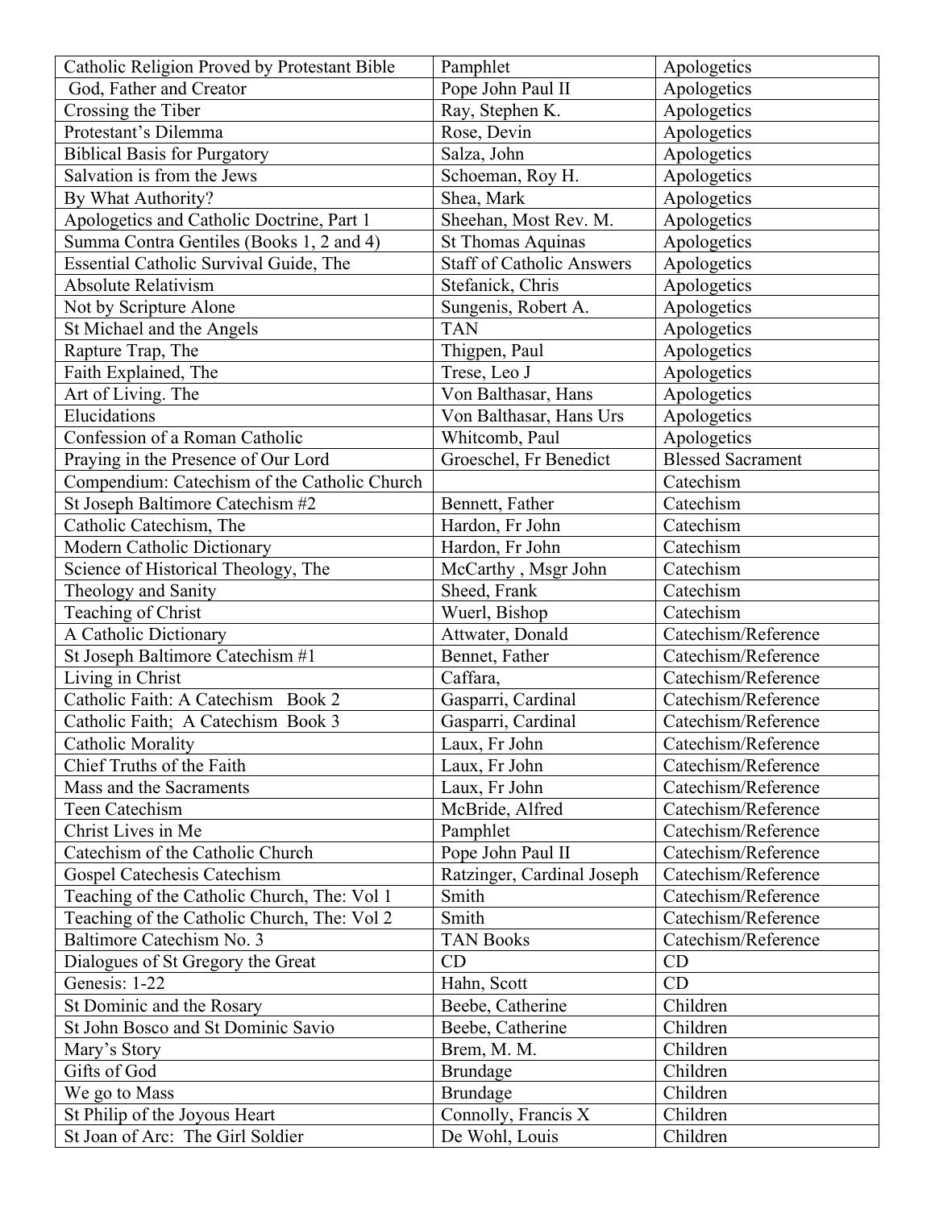| Catholic Religion Proved by Protestant Bible | Pamphlet | Apologetics |
|---|---|---|
| God, Father and Creator | Pope John Paul II | Apologetics |
| Crossing the Tiber | Ray, Stephen K. | Apologetics |
| Protestant's Dilemma | Rose, Devin | Apologetics |
| Biblical Basis for Purgatory | Salza, John | Apologetics |
| Salvation is from the Jews | Schoeman, Roy H. | Apologetics |
| By What Authority? | Shea, Mark | Apologetics |
| Apologetics and Catholic Doctrine, Part 1 | Sheehan, Most Rev. M. | Apologetics |
| Summa Contra Gentiles (Books 1, 2 and 4) | St Thomas Aquinas | Apologetics |
| Essential Catholic Survival Guide, The | Staff of Catholic Answers | Apologetics |
| Absolute Relativism | Stefanick, Chris | Apologetics |
| Not by Scripture Alone | Sungenis, Robert A. | Apologetics |
| St Michael and the Angels | TAN | Apologetics |
| Rapture Trap, The | Thigpen, Paul | Apologetics |
| Faith Explained, The | Trese, Leo J | Apologetics |
| Art of Living. The | Von Balthasar, Hans | Apologetics |
| Elucidations | Von Balthasar, Hans Urs | Apologetics |
| Confession of a Roman Catholic | Whitcomb, Paul | Apologetics |
| Praying in the Presence of Our Lord | Groeschel, Fr Benedict | Blessed Sacrament |
| Compendium: Catechism of the Catholic Church | | Catechism |
| St Joseph Baltimore Catechism #2 | Bennett, Father | Catechism |
| Catholic Catechism, The | Hardon, Fr John | Catechism |
| Modern Catholic Dictionary | Hardon, Fr John | Catechism |
| Science of Historical Theology, The | McCarthy , Msgr John | Catechism |
| Theology and Sanity | Sheed, Frank | Catechism |
| Teaching of Christ | Wuerl, Bishop | Catechism |
| A Catholic Dictionary | Attwater, Donald | Catechism/Reference |
| St Joseph Baltimore Catechism #1 | Bennet, Father | Catechism/Reference |
| Living in Christ | Caffara, | Catechism/Reference |
| Catholic Faith: A Catechism Book 2 | Gasparri, Cardinal | Catechism/Reference |
| Catholic Faith; A Catechism Book 3 | Gasparri, Cardinal | Catechism/Reference |
| Catholic Morality | Laux, Fr John | Catechism/Reference |
| Chief Truths of the Faith | Laux, Fr John | Catechism/Reference |
| Mass and the Sacraments | Laux, Fr John | Catechism/Reference |
| Teen Catechism | McBride, Alfred | Catechism/Reference |
| Christ Lives in Me | Pamphlet | Catechism/Reference |
| Catechism of the Catholic Church | Pope John Paul II | Catechism/Reference |
| Gospel Catechesis Catechism | Ratzinger, Cardinal Joseph | Catechism/Reference |
| Teaching of the Catholic Church, The: Vol 1 | Smith | Catechism/Reference |
| Teaching of the Catholic Church, The: Vol 2 | Smith | Catechism/Reference |
| Baltimore Catechism No. 3 | TAN Books | Catechism/Reference |
| Dialogues of St Gregory the Great | CD | CD |
| Genesis: 1-22 | Hahn, Scott | CD |
| St Dominic and the Rosary | Beebe, Catherine | Children |
| St John Bosco and St Dominic Savio | Beebe, Catherine | Children |
| Mary's Story | Brem, M. M. | Children |
| Gifts of God | Brundage | Children |
| We go to Mass | Brundage | Children |
| St Philip of the Joyous Heart | Connolly, Francis X | Children |
| St Joan of Arc: The Girl Soldier | De Wohl, Louis | Children |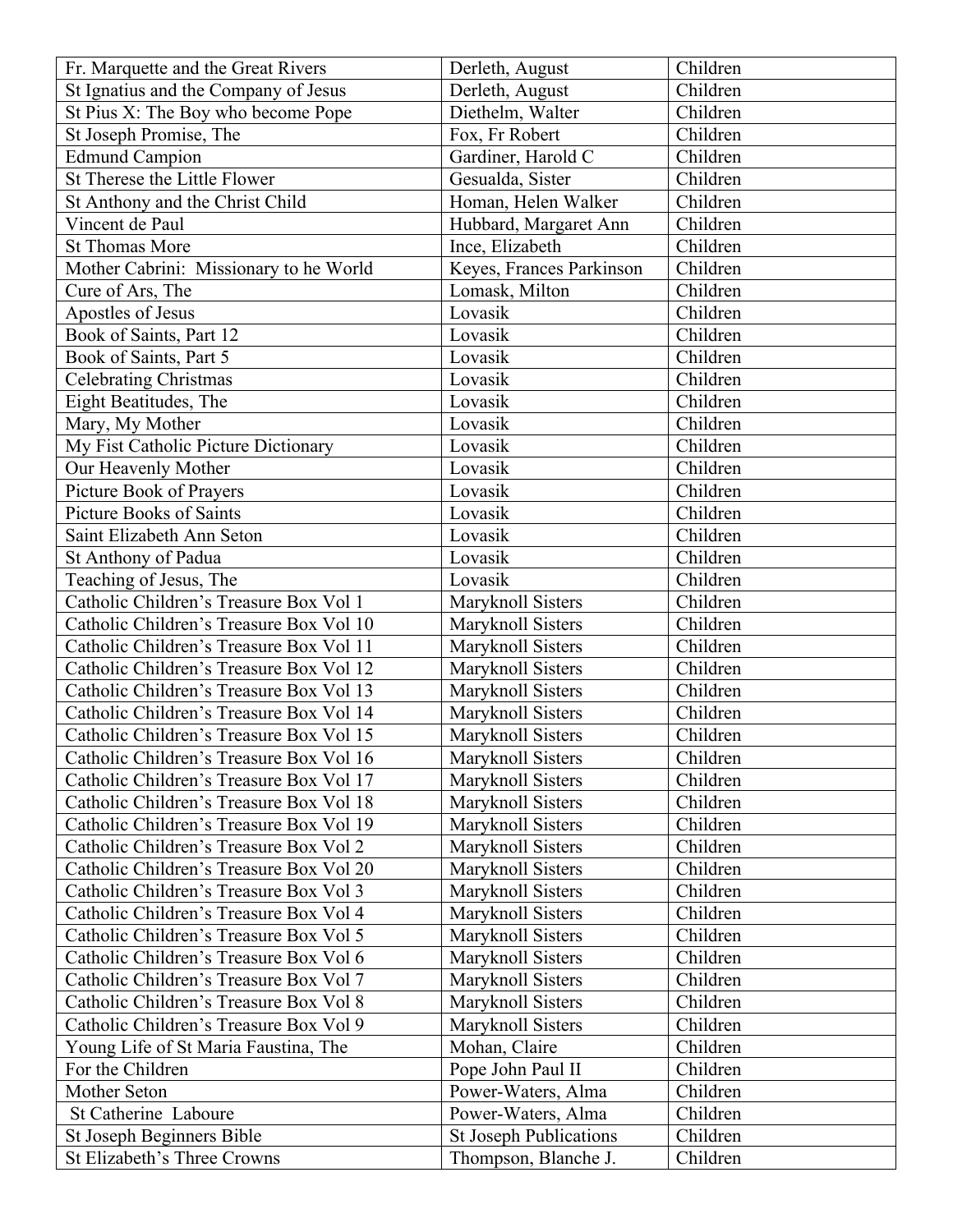| Fr. Marquette and the Great Rivers | Derleth, August | Children |
|---|---|---|
| St Ignatius and the Company of Jesus | Derleth, August | Children |
| St Pius X: The Boy who become Pope | Diethelm, Walter | Children |
| St Joseph Promise, The | Fox, Fr Robert | Children |
| Edmund Campion | Gardiner, Harold C | Children |
| St Therese the Little Flower | Gesualda, Sister | Children |
| St Anthony and the Christ Child | Homan, Helen Walker | Children |
| Vincent de Paul | Hubbard, Margaret Ann | Children |
| St Thomas More | Ince, Elizabeth | Children |
| Mother Cabrini: Missionary to he World | Keyes, Frances Parkinson | Children |
| Cure of Ars, The | Lomask, Milton | Children |
| Apostles of Jesus | Lovasik | Children |
| Book of Saints, Part 12 | Lovasik | Children |
| Book of Saints, Part 5 | Lovasik | Children |
| Celebrating Christmas | Lovasik | Children |
| Eight Beatitudes, The | Lovasik | Children |
| Mary, My Mother | Lovasik | Children |
| My Fist Catholic Picture Dictionary | Lovasik | Children |
| Our Heavenly Mother | Lovasik | Children |
| Picture Book of Prayers | Lovasik | Children |
| Picture Books of Saints | Lovasik | Children |
| Saint Elizabeth Ann Seton | Lovasik | Children |
| St Anthony of Padua | Lovasik | Children |
| Teaching of Jesus, The | Lovasik | Children |
| Catholic Children's Treasure Box Vol 1 | Maryknoll Sisters | Children |
| Catholic Children's Treasure Box Vol 10 | Maryknoll Sisters | Children |
| Catholic Children's Treasure Box Vol 11 | Maryknoll Sisters | Children |
| Catholic Children's Treasure Box Vol 12 | Maryknoll Sisters | Children |
| Catholic Children's Treasure Box Vol 13 | Maryknoll Sisters | Children |
| Catholic Children's Treasure Box Vol 14 | Maryknoll Sisters | Children |
| Catholic Children's Treasure Box Vol 15 | Maryknoll Sisters | Children |
| Catholic Children's Treasure Box Vol 16 | Maryknoll Sisters | Children |
| Catholic Children's Treasure Box Vol 17 | Maryknoll Sisters | Children |
| Catholic Children's Treasure Box Vol 18 | Maryknoll Sisters | Children |
| Catholic Children's Treasure Box Vol 19 | Maryknoll Sisters | Children |
| Catholic Children's Treasure Box Vol 2 | Maryknoll Sisters | Children |
| Catholic Children's Treasure Box Vol 20 | Maryknoll Sisters | Children |
| Catholic Children's Treasure Box Vol 3 | Maryknoll Sisters | Children |
| Catholic Children's Treasure Box Vol 4 | Maryknoll Sisters | Children |
| Catholic Children's Treasure Box Vol 5 | Maryknoll Sisters | Children |
| Catholic Children's Treasure Box Vol 6 | Maryknoll Sisters | Children |
| Catholic Children's Treasure Box Vol 7 | Maryknoll Sisters | Children |
| Catholic Children's Treasure Box Vol 8 | Maryknoll Sisters | Children |
| Catholic Children's Treasure Box Vol 9 | Maryknoll Sisters | Children |
| Young Life of St Maria Faustina, The | Mohan, Claire | Children |
| For the Children | Pope John Paul II | Children |
| Mother Seton | Power-Waters, Alma | Children |
| St Catherine Laboure | Power-Waters, Alma | Children |
| St Joseph Beginners Bible | St Joseph Publications | Children |
| St Elizabeth's Three Crowns | Thompson, Blanche J. | Children |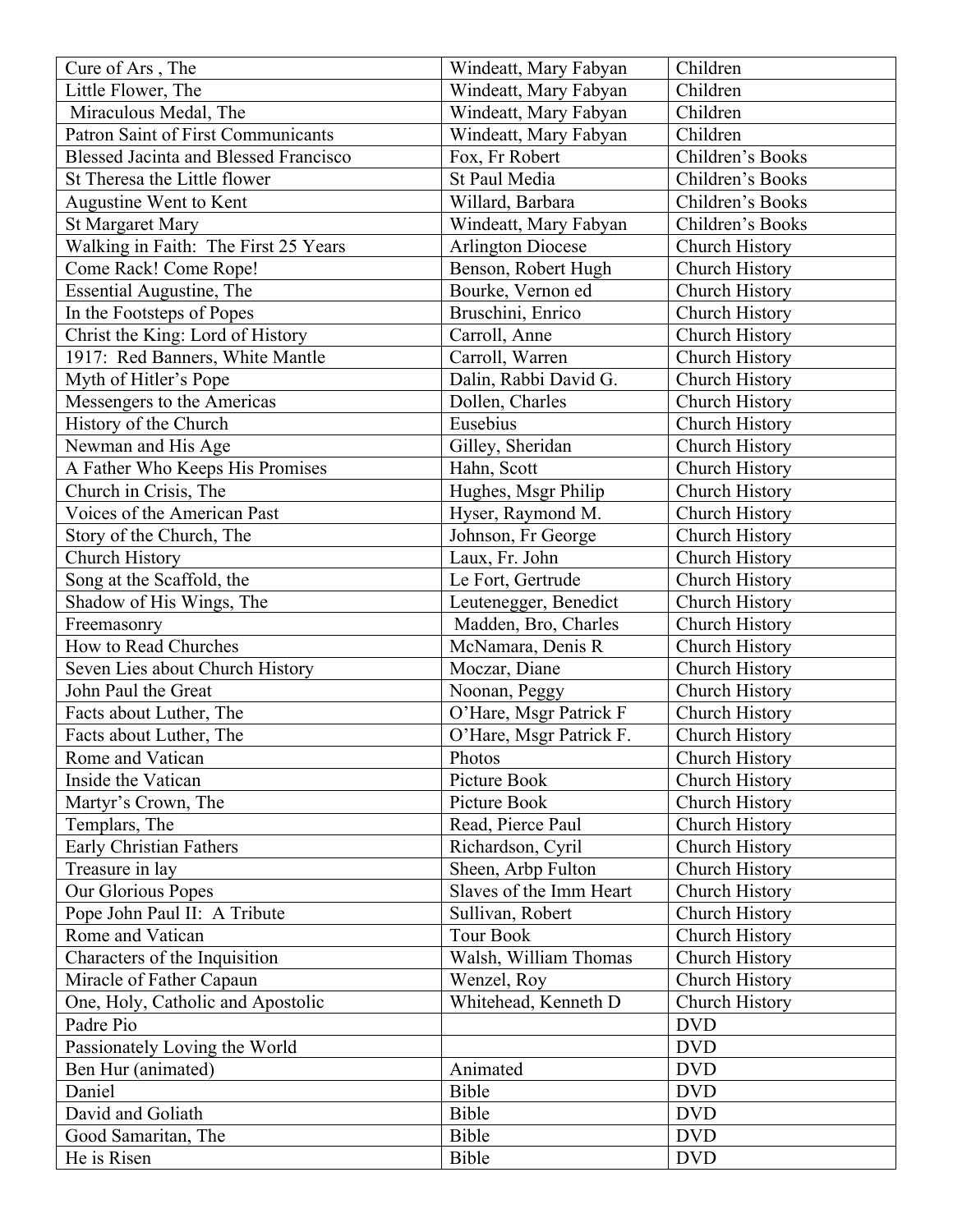| Cure of Ars , The | Windeatt, Mary Fabyan | Children |
|---|---|---|
| Little Flower, The | Windeatt, Mary Fabyan | Children |
| Miraculous Medal, The | Windeatt, Mary Fabyan | Children |
| Patron Saint of First Communicants | Windeatt, Mary Fabyan | Children |
| Blessed Jacinta and Blessed Francisco | Fox, Fr Robert | Children's Books |
| St Theresa the Little flower | St Paul Media | Children's Books |
| Augustine Went to Kent | Willard, Barbara | Children's Books |
| St Margaret Mary | Windeatt, Mary Fabyan | Children's Books |
| Walking in Faith: The First 25 Years | Arlington Diocese | Church History |
| Come Rack! Come Rope! | Benson, Robert Hugh | Church History |
| Essential Augustine, The | Bourke, Vernon ed | Church History |
| In the Footsteps of Popes | Bruschini, Enrico | Church History |
| Christ the King: Lord of History | Carroll, Anne | Church History |
| 1917: Red Banners, White Mantle | Carroll, Warren | Church History |
| Myth of Hitler's Pope | Dalin, Rabbi David G. | Church History |
| Messengers to the Americas | Dollen, Charles | Church History |
| History of the Church | Eusebius | Church History |
| Newman and His Age | Gilley, Sheridan | Church History |
| A Father Who Keeps His Promises | Hahn, Scott | Church History |
| Church in Crisis, The | Hughes, Msgr Philip | Church History |
| Voices of the American Past | Hyser, Raymond M. | Church History |
| Story of the Church, The | Johnson, Fr George | Church History |
| Church History | Laux, Fr. John | Church History |
| Song at the Scaffold, the | Le Fort, Gertrude | Church History |
| Shadow of His Wings, The | Leutenegger, Benedict | Church History |
| Freemasonry | Madden, Bro, Charles | Church History |
| How to Read Churches | McNamara, Denis R | Church History |
| Seven Lies about Church History | Moczar, Diane | Church History |
| John Paul the Great | Noonan, Peggy | Church History |
| Facts about Luther, The | O'Hare, Msgr Patrick F | Church History |
| Facts about Luther, The | O'Hare, Msgr Patrick F. | Church History |
| Rome and Vatican | Photos | Church History |
| Inside the Vatican | Picture Book | Church History |
| Martyr's Crown, The | Picture Book | Church History |
| Templars, The | Read, Pierce Paul | Church History |
| Early Christian Fathers | Richardson, Cyril | Church History |
| Treasure in lay | Sheen, Arbp Fulton | Church History |
| Our Glorious Popes | Slaves of the Imm Heart | Church History |
| Pope John Paul II: A Tribute | Sullivan, Robert | Church History |
| Rome and Vatican | Tour Book | Church History |
| Characters of the Inquisition | Walsh, William Thomas | Church History |
| Miracle of Father Capaun | Wenzel, Roy | Church History |
| One, Holy, Catholic and Apostolic | Whitehead, Kenneth D | Church History |
| Padre Pio | | DVD |
| Passionately Loving the World | | DVD |
| Ben Hur (animated) | Animated | DVD |
| Daniel | Bible | DVD |
| David and Goliath | Bible | DVD |
| Good Samaritan, The | Bible | DVD |
| He is Risen | Bible | DVD |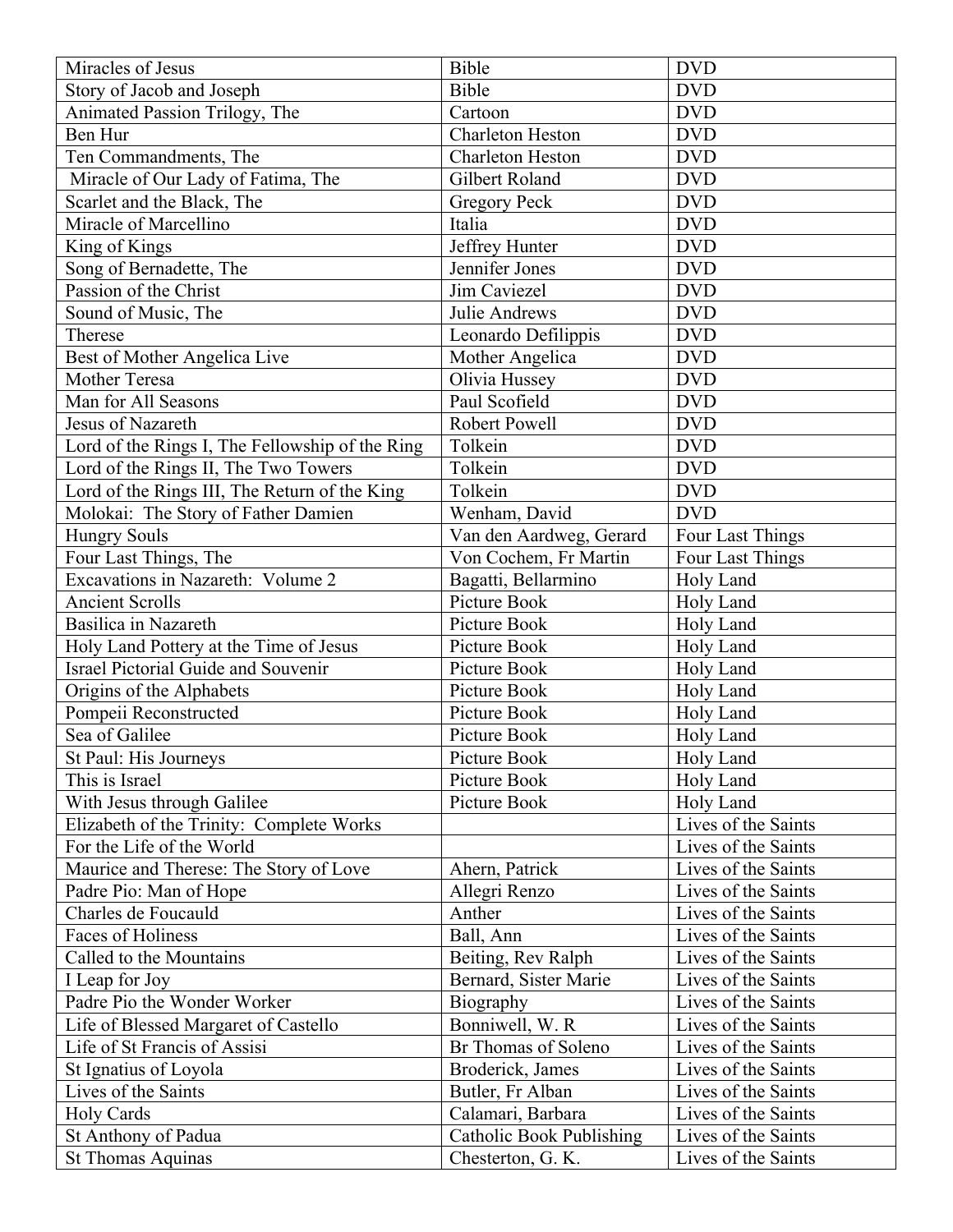| Miracles of Jesus | Bible | DVD |
|---|---|---|
| Story of Jacob and Joseph | Bible | DVD |
| Animated Passion Trilogy, The | Cartoon | DVD |
| Ben Hur | Charleton Heston | DVD |
| Ten Commandments, The | Charleton Heston | DVD |
| Miracle of Our Lady of Fatima, The | Gilbert Roland | DVD |
| Scarlet and the Black, The | Gregory Peck | DVD |
| Miracle of Marcellino | Italia | DVD |
| King of Kings | Jeffrey Hunter | DVD |
| Song of Bernadette, The | Jennifer Jones | DVD |
| Passion of the Christ | Jim Caviezel | DVD |
| Sound of Music, The | Julie Andrews | DVD |
| Therese | Leonardo Defilippis | DVD |
| Best of Mother Angelica Live | Mother Angelica | DVD |
| Mother Teresa | Olivia Hussey | DVD |
| Man for All Seasons | Paul Scofield | DVD |
| Jesus of Nazareth | Robert Powell | DVD |
| Lord of the Rings I, The Fellowship of the Ring | Tolkein | DVD |
| Lord of the Rings II, The Two Towers | Tolkein | DVD |
| Lord of the Rings III, The Return of the King | Tolkein | DVD |
| Molokai: The Story of Father Damien | Wenham, David | DVD |
| Hungry Souls | Van den Aardweg, Gerard | Four Last Things |
| Four Last Things, The | Von Cochem, Fr Martin | Four Last Things |
| Excavations in Nazareth: Volume 2 | Bagatti, Bellarmino | Holy Land |
| Ancient Scrolls | Picture Book | Holy Land |
| Basilica in Nazareth | Picture Book | Holy Land |
| Holy Land Pottery at the Time of Jesus | Picture Book | Holy Land |
| Israel Pictorial Guide and Souvenir | Picture Book | Holy Land |
| Origins of the Alphabets | Picture Book | Holy Land |
| Pompeii Reconstructed | Picture Book | Holy Land |
| Sea of Galilee | Picture Book | Holy Land |
| St Paul: His Journeys | Picture Book | Holy Land |
| This is Israel | Picture Book | Holy Land |
| With Jesus through Galilee | Picture Book | Holy Land |
| Elizabeth of the Trinity: Complete Works | | Lives of the Saints |
| For the Life of the World | | Lives of the Saints |
| Maurice and Therese: The Story of Love | Ahern, Patrick | Lives of the Saints |
| Padre Pio: Man of Hope | Allegri Renzo | Lives of the Saints |
| Charles de Foucauld | Anther | Lives of the Saints |
| Faces of Holiness | Ball, Ann | Lives of the Saints |
| Called to the Mountains | Beiting, Rev Ralph | Lives of the Saints |
| I Leap for Joy | Bernard, Sister Marie | Lives of the Saints |
| Padre Pio the Wonder Worker | Biography | Lives of the Saints |
| Life of Blessed Margaret of Castello | Bonniwell, W. R | Lives of the Saints |
| Life of St Francis of Assisi | Br Thomas of Soleno | Lives of the Saints |
| St Ignatius of Loyola | Broderick, James | Lives of the Saints |
| Lives of the Saints | Butler, Fr Alban | Lives of the Saints |
| Holy Cards | Calamari, Barbara | Lives of the Saints |
| St Anthony of Padua | Catholic Book Publishing | Lives of the Saints |
| St Thomas Aquinas | Chesterton, G. K. | Lives of the Saints |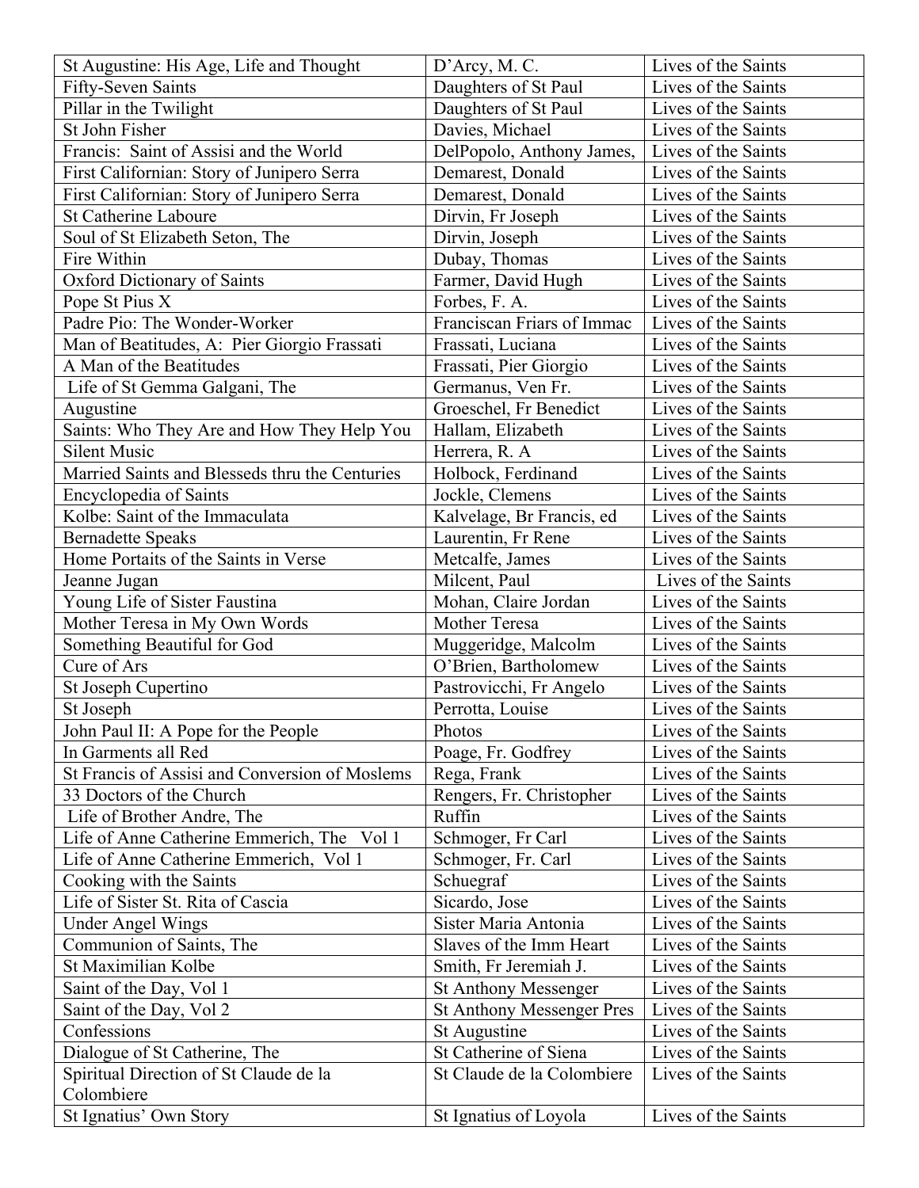| St Augustine: His Age, Life and Thought | D'Arcy, M. C. | Lives of the Saints |
|---|---|---|
| Fifty-Seven Saints | Daughters of St Paul | Lives of the Saints |
| Pillar in the Twilight | Daughters of St Paul | Lives of the Saints |
| St John Fisher | Davies, Michael | Lives of the Saints |
| Francis: Saint of Assisi and the World | DelPopolo, Anthony James, | Lives of the Saints |
| First Californian: Story of Junipero Serra | Demarest, Donald | Lives of the Saints |
| First Californian: Story of Junipero Serra | Demarest, Donald | Lives of the Saints |
| St Catherine Laboure | Dirvin, Fr Joseph | Lives of the Saints |
| Soul of St Elizabeth Seton, The | Dirvin, Joseph | Lives of the Saints |
| Fire Within | Dubay, Thomas | Lives of the Saints |
| Oxford Dictionary of Saints | Farmer, David Hugh | Lives of the Saints |
| Pope St Pius X | Forbes, F. A. | Lives of the Saints |
| Padre Pio: The Wonder-Worker | Franciscan Friars of Immac | Lives of the Saints |
| Man of Beatitudes, A: Pier Giorgio Frassati | Frassati, Luciana | Lives of the Saints |
| A Man of the Beatitudes | Frassati, Pier Giorgio | Lives of the Saints |
| Life of St Gemma Galgani, The | Germanus, Ven Fr. | Lives of the Saints |
| Augustine | Groeschel, Fr Benedict | Lives of the Saints |
| Saints: Who They Are and How They Help You | Hallam, Elizabeth | Lives of the Saints |
| Silent Music | Herrera, R. A | Lives of the Saints |
| Married Saints and Blesseds thru the Centuries | Holbock, Ferdinand | Lives of the Saints |
| Encyclopedia of Saints | Jockle, Clemens | Lives of the Saints |
| Kolbe: Saint of the Immaculata | Kalvelage, Br Francis, ed | Lives of the Saints |
| Bernadette Speaks | Laurentin, Fr Rene | Lives of the Saints |
| Home Portaits of the Saints in Verse | Metcalfe, James | Lives of the Saints |
| Jeanne Jugan | Milcent, Paul | Lives of the Saints |
| Young Life of Sister Faustina | Mohan, Claire Jordan | Lives of the Saints |
| Mother Teresa in My Own Words | Mother Teresa | Lives of the Saints |
| Something Beautiful for God | Muggeridge, Malcolm | Lives of the Saints |
| Cure of Ars | O'Brien, Bartholomew | Lives of the Saints |
| St Joseph Cupertino | Pastrovicchi, Fr Angelo | Lives of the Saints |
| St Joseph | Perrotta, Louise | Lives of the Saints |
| John Paul II: A Pope for the People | Photos | Lives of the Saints |
| In Garments all Red | Poage, Fr. Godfrey | Lives of the Saints |
| St Francis of Assisi and Conversion of Moslems | Rega, Frank | Lives of the Saints |
| 33 Doctors of the Church | Rengers, Fr. Christopher | Lives of the Saints |
| Life of Brother Andre, The | Ruffin | Lives of the Saints |
| Life of Anne Catherine Emmerich, The Vol 1 | Schmoger, Fr Carl | Lives of the Saints |
| Life of Anne Catherine Emmerich, Vol 1 | Schmoger, Fr. Carl | Lives of the Saints |
| Cooking with the Saints | Schuegraf | Lives of the Saints |
| Life of Sister St. Rita of Cascia | Sicardo, Jose | Lives of the Saints |
| Under Angel Wings | Sister Maria Antonia | Lives of the Saints |
| Communion of Saints, The | Slaves of the Imm Heart | Lives of the Saints |
| St Maximilian Kolbe | Smith, Fr Jeremiah J. | Lives of the Saints |
| Saint of the Day, Vol 1 | St Anthony Messenger | Lives of the Saints |
| Saint of the Day, Vol 2 | St Anthony Messenger Pres | Lives of the Saints |
| Confessions | St Augustine | Lives of the Saints |
| Dialogue of St Catherine, The | St Catherine of Siena | Lives of the Saints |
| Spiritual Direction of St Claude de la Colombiere | St Claude de la Colombiere | Lives of the Saints |
| St Ignatius' Own Story | St Ignatius of Loyola | Lives of the Saints |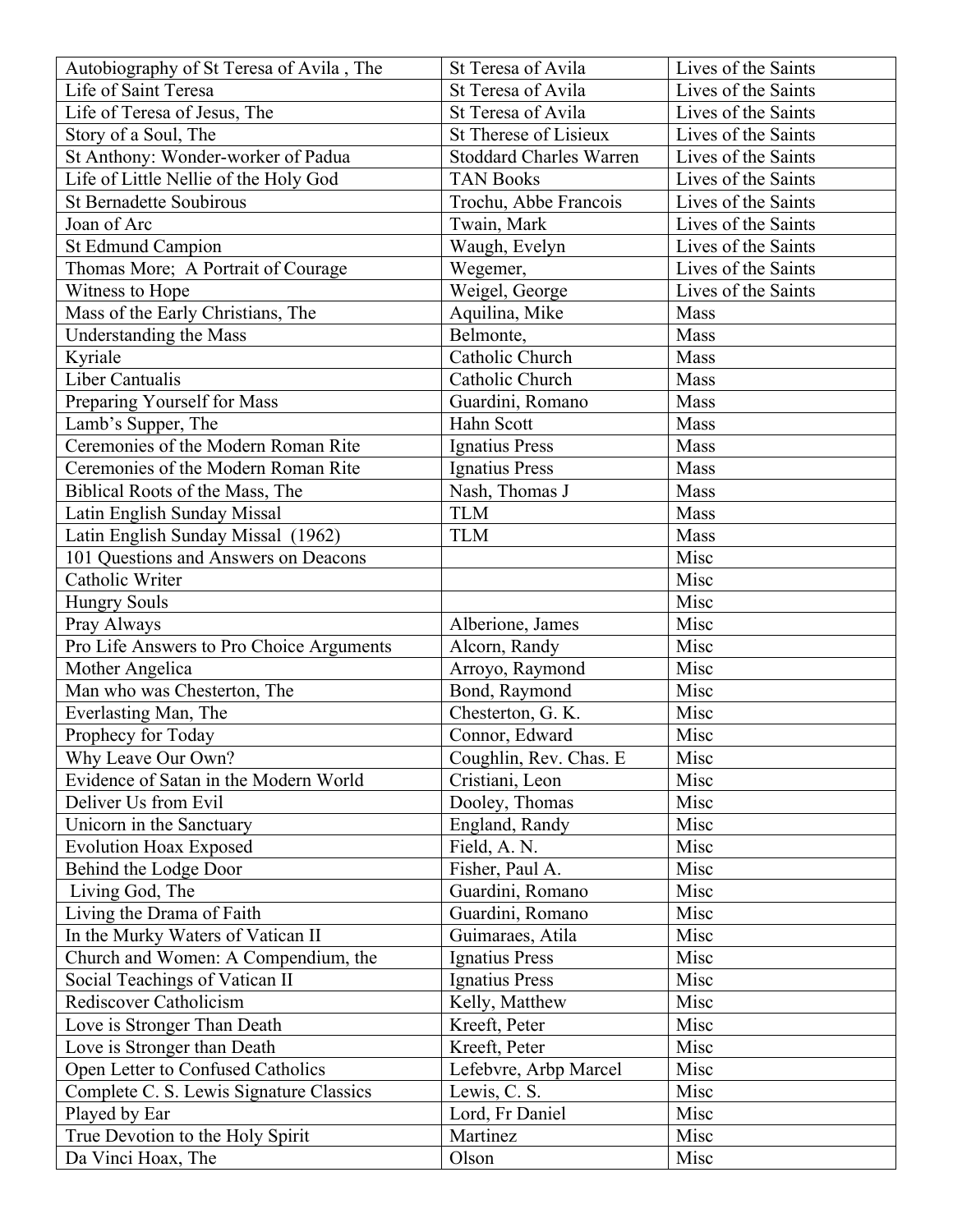| Autobiography of St Teresa of Avila , The | St Teresa of Avila | Lives of the Saints |
|---|---|---|
| Life of Saint Teresa | St Teresa of Avila | Lives of the Saints |
| Life of Teresa of Jesus, The | St Teresa of Avila | Lives of the Saints |
| Story of a Soul, The | St Therese of Lisieux | Lives of the Saints |
| St Anthony: Wonder-worker of Padua | Stoddard Charles Warren | Lives of the Saints |
| Life of Little Nellie of the Holy God | TAN Books | Lives of the Saints |
| St Bernadette Soubirous | Trochu, Abbe Francois | Lives of the Saints |
| Joan of Arc | Twain, Mark | Lives of the Saints |
| St Edmund Campion | Waugh, Evelyn | Lives of the Saints |
| Thomas More;  A Portrait of Courage | Wegemer, | Lives of the Saints |
| Witness to Hope | Weigel, George | Lives of the Saints |
| Mass of the Early Christians, The | Aquilina, Mike | Mass |
| Understanding the Mass | Belmonte, | Mass |
| Kyriale | Catholic Church | Mass |
| Liber Cantualis | Catholic Church | Mass |
| Preparing Yourself for Mass | Guardini, Romano | Mass |
| Lamb's Supper, The | Hahn Scott | Mass |
| Ceremonies of the Modern Roman Rite | Ignatius Press | Mass |
| Ceremonies of the Modern Roman Rite | Ignatius Press | Mass |
| Biblical Roots of the Mass, The | Nash, Thomas J | Mass |
| Latin English Sunday Missal | TLM | Mass |
| Latin English Sunday Missal  (1962) | TLM | Mass |
| 101 Questions and Answers on Deacons | | Misc |
| Catholic Writer | | Misc |
| Hungry Souls | | Misc |
| Pray Always | Alberione, James | Misc |
| Pro Life Answers to Pro Choice Arguments | Alcorn, Randy | Misc |
| Mother Angelica | Arroyo, Raymond | Misc |
| Man who was Chesterton, The | Bond, Raymond | Misc |
| Everlasting Man, The | Chesterton, G. K. | Misc |
| Prophecy for Today | Connor, Edward | Misc |
| Why Leave Our Own? | Coughlin, Rev. Chas. E | Misc |
| Evidence of Satan in the Modern World | Cristiani, Leon | Misc |
| Deliver Us from Evil | Dooley, Thomas | Misc |
| Unicorn in the Sanctuary | England, Randy | Misc |
| Evolution Hoax Exposed | Field, A. N. | Misc |
| Behind the Lodge Door | Fisher, Paul A. | Misc |
| Living God, The | Guardini, Romano | Misc |
| Living the Drama of Faith | Guardini, Romano | Misc |
| In the Murky Waters of Vatican II | Guimaraes, Atila | Misc |
| Church and Women: A Compendium, the | Ignatius Press | Misc |
| Social Teachings of Vatican II | Ignatius Press | Misc |
| Rediscover Catholicism | Kelly, Matthew | Misc |
| Love is Stronger Than Death | Kreeft, Peter | Misc |
| Love is Stronger than Death | Kreeft, Peter | Misc |
| Open Letter to Confused Catholics | Lefebvre, Arbp Marcel | Misc |
| Complete C. S. Lewis Signature Classics | Lewis, C. S. | Misc |
| Played by Ear | Lord, Fr Daniel | Misc |
| True Devotion to the Holy Spirit | Martinez | Misc |
| Da Vinci Hoax, The | Olson | Misc |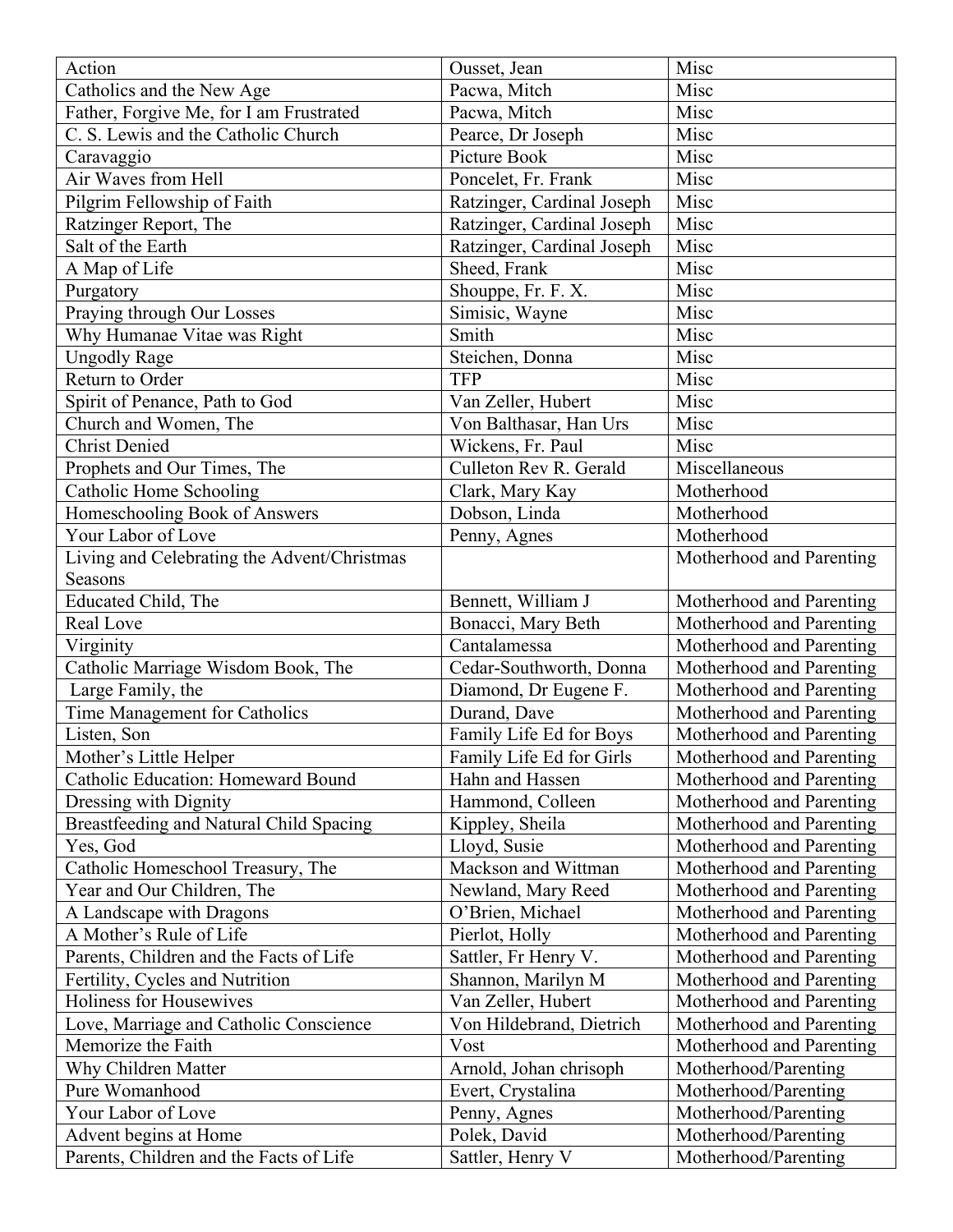| Action | Ousset, Jean | Misc |
|---|---|---|
| Catholics and the New Age | Pacwa, Mitch | Misc |
| Father, Forgive Me, for I am Frustrated | Pacwa, Mitch | Misc |
| C. S. Lewis and the Catholic Church | Pearce, Dr Joseph | Misc |
| Caravaggio | Picture Book | Misc |
| Air Waves from Hell | Poncelet, Fr. Frank | Misc |
| Pilgrim Fellowship of Faith | Ratzinger, Cardinal Joseph | Misc |
| Ratzinger Report, The | Ratzinger, Cardinal Joseph | Misc |
| Salt of the Earth | Ratzinger, Cardinal Joseph | Misc |
| A Map of Life | Sheed, Frank | Misc |
| Purgatory | Shouppe, Fr. F. X. | Misc |
| Praying through Our Losses | Simisic, Wayne | Misc |
| Why Humanae Vitae was Right | Smith | Misc |
| Ungodly Rage | Steichen, Donna | Misc |
| Return to Order | TFP | Misc |
| Spirit of Penance, Path to God | Van Zeller, Hubert | Misc |
| Church and Women, The | Von Balthasar, Han Urs | Misc |
| Christ Denied | Wickens, Fr. Paul | Misc |
| Prophets and Our Times, The | Culleton Rev R. Gerald | Miscellaneous |
| Catholic Home Schooling | Clark, Mary Kay | Motherhood |
| Homeschooling Book of Answers | Dobson, Linda | Motherhood |
| Your Labor of Love | Penny, Agnes | Motherhood |
| Living and Celebrating the Advent/Christmas Seasons | | Motherhood and Parenting |
| Educated Child, The | Bennett, William J | Motherhood and Parenting |
| Real Love | Bonacci, Mary Beth | Motherhood and Parenting |
| Virginity | Cantalamessa | Motherhood and Parenting |
| Catholic Marriage Wisdom Book, The | Cedar-Southworth, Donna | Motherhood and Parenting |
| Large Family, the | Diamond, Dr Eugene F. | Motherhood and Parenting |
| Time Management for Catholics | Durand, Dave | Motherhood and Parenting |
| Listen, Son | Family Life Ed for Boys | Motherhood and Parenting |
| Mother's Little Helper | Family Life Ed for Girls | Motherhood and Parenting |
| Catholic Education: Homeward Bound | Hahn and Hassen | Motherhood and Parenting |
| Dressing with Dignity | Hammond, Colleen | Motherhood and Parenting |
| Breastfeeding and Natural Child Spacing | Kippley, Sheila | Motherhood and Parenting |
| Yes, God | Lloyd, Susie | Motherhood and Parenting |
| Catholic Homeschool Treasury, The | Mackson and Wittman | Motherhood and Parenting |
| Year and Our Children, The | Newland, Mary Reed | Motherhood and Parenting |
| A Landscape with Dragons | O'Brien, Michael | Motherhood and Parenting |
| A Mother's Rule of Life | Pierlot, Holly | Motherhood and Parenting |
| Parents, Children and the Facts of Life | Sattler, Fr Henry V. | Motherhood and Parenting |
| Fertility, Cycles and Nutrition | Shannon, Marilyn M | Motherhood and Parenting |
| Holiness for Housewives | Van Zeller, Hubert | Motherhood and Parenting |
| Love, Marriage and Catholic Conscience | Von Hildebrand, Dietrich | Motherhood and Parenting |
| Memorize the Faith | Vost | Motherhood and Parenting |
| Why Children Matter | Arnold, Johan chrisoph | Motherhood/Parenting |
| Pure Womanhood | Evert, Crystalina | Motherhood/Parenting |
| Your Labor of Love | Penny, Agnes | Motherhood/Parenting |
| Advent begins at Home | Polek, David | Motherhood/Parenting |
| Parents, Children and the Facts of Life | Sattler, Henry V | Motherhood/Parenting |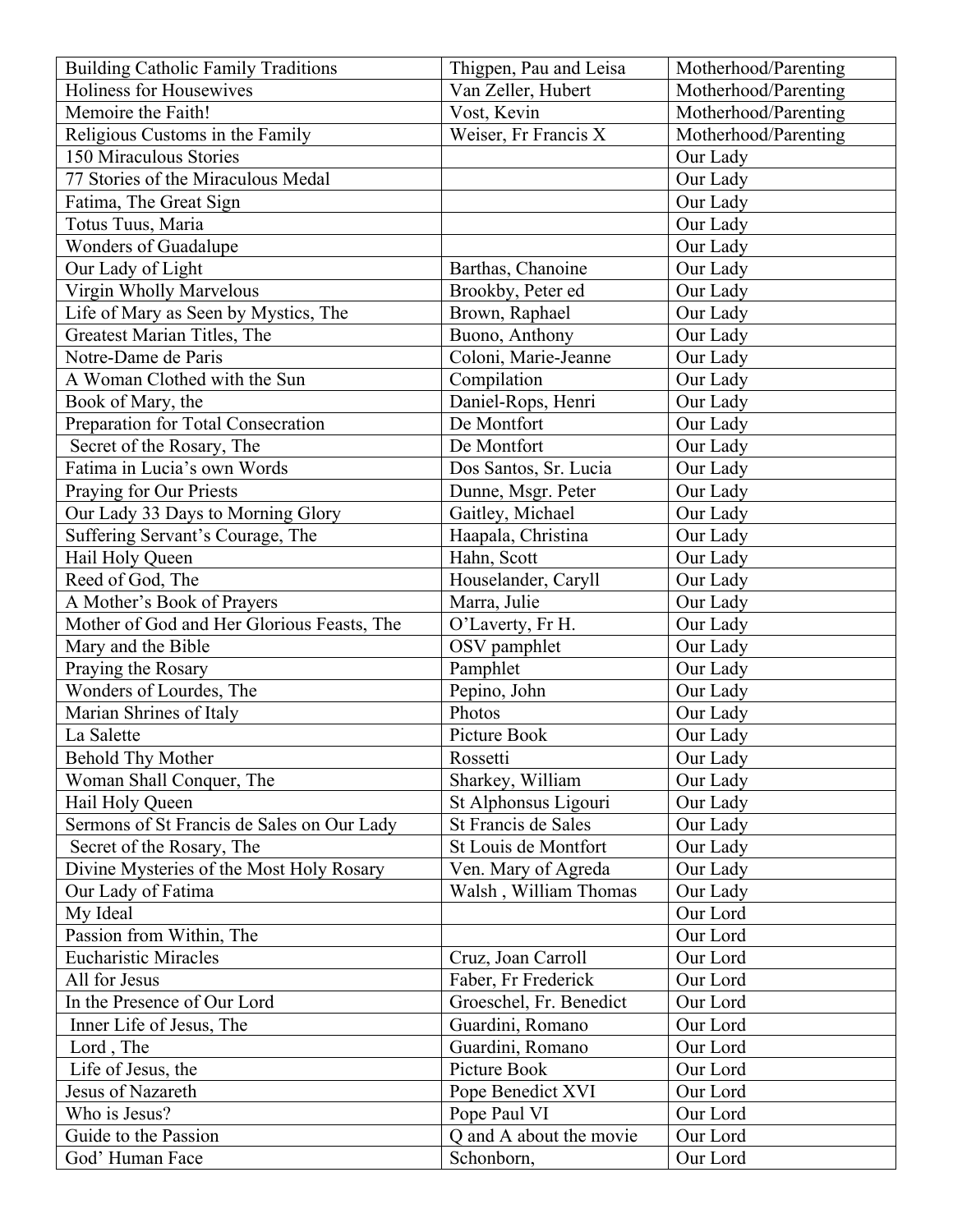| Building Catholic Family Traditions | Thigpen, Pau and Leisa | Motherhood/Parenting |
|---|---|---|
| Holiness for Housewives | Van Zeller, Hubert | Motherhood/Parenting |
| Memoire the Faith! | Vost, Kevin | Motherhood/Parenting |
| Religious Customs in the Family | Weiser, Fr Francis X | Motherhood/Parenting |
| 150 Miraculous Stories | | Our Lady |
| 77 Stories of the Miraculous Medal | | Our Lady |
| Fatima, The Great Sign | | Our Lady |
| Totus Tuus, Maria | | Our Lady |
| Wonders of Guadalupe | | Our Lady |
| Our Lady of Light | Barthas, Chanoine | Our Lady |
| Virgin Wholly Marvelous | Brookby, Peter ed | Our Lady |
| Life of Mary as Seen by Mystics, The | Brown, Raphael | Our Lady |
| Greatest Marian Titles, The | Buono, Anthony | Our Lady |
| Notre-Dame de Paris | Coloni, Marie-Jeanne | Our Lady |
| A Woman Clothed with the Sun | Compilation | Our Lady |
| Book of Mary, the | Daniel-Rops, Henri | Our Lady |
| Preparation for Total Consecration | De Montfort | Our Lady |
| Secret of the Rosary, The | De Montfort | Our Lady |
| Fatima in Lucia's own Words | Dos Santos, Sr. Lucia | Our Lady |
| Praying for Our Priests | Dunne, Msgr. Peter | Our Lady |
| Our Lady 33 Days to Morning Glory | Gaitley, Michael | Our Lady |
| Suffering Servant's Courage, The | Haapala, Christina | Our Lady |
| Hail Holy Queen | Hahn, Scott | Our Lady |
| Reed of God, The | Houselander, Caryll | Our Lady |
| A Mother's Book of Prayers | Marra, Julie | Our Lady |
| Mother of God and Her Glorious Feasts, The | O'Laverty, Fr H. | Our Lady |
| Mary and the Bible | OSV pamphlet | Our Lady |
| Praying the Rosary | Pamphlet | Our Lady |
| Wonders of Lourdes, The | Pepino, John | Our Lady |
| Marian Shrines of Italy | Photos | Our Lady |
| La Salette | Picture Book | Our Lady |
| Behold Thy Mother | Rossetti | Our Lady |
| Woman Shall Conquer, The | Sharkey, William | Our Lady |
| Hail Holy Queen | St Alphonsus Ligouri | Our Lady |
| Sermons of St Francis de Sales on Our Lady | St Francis de Sales | Our Lady |
| Secret of the Rosary, The | St Louis de Montfort | Our Lady |
| Divine Mysteries of the Most Holy Rosary | Ven. Mary of Agreda | Our Lady |
| Our Lady of Fatima | Walsh , William Thomas | Our Lady |
| My Ideal | | Our Lord |
| Passion from Within, The | | Our Lord |
| Eucharistic Miracles | Cruz, Joan Carroll | Our Lord |
| All for Jesus | Faber, Fr Frederick | Our Lord |
| In the Presence of Our Lord | Groeschel, Fr. Benedict | Our Lord |
| Inner Life of Jesus, The | Guardini, Romano | Our Lord |
| Lord , The | Guardini, Romano | Our Lord |
| Life of Jesus, the | Picture Book | Our Lord |
| Jesus of Nazareth | Pope Benedict XVI | Our Lord |
| Who is Jesus? | Pope Paul VI | Our Lord |
| Guide to the Passion | Q and A about the movie | Our Lord |
| God' Human Face | Schonborn, | Our Lord |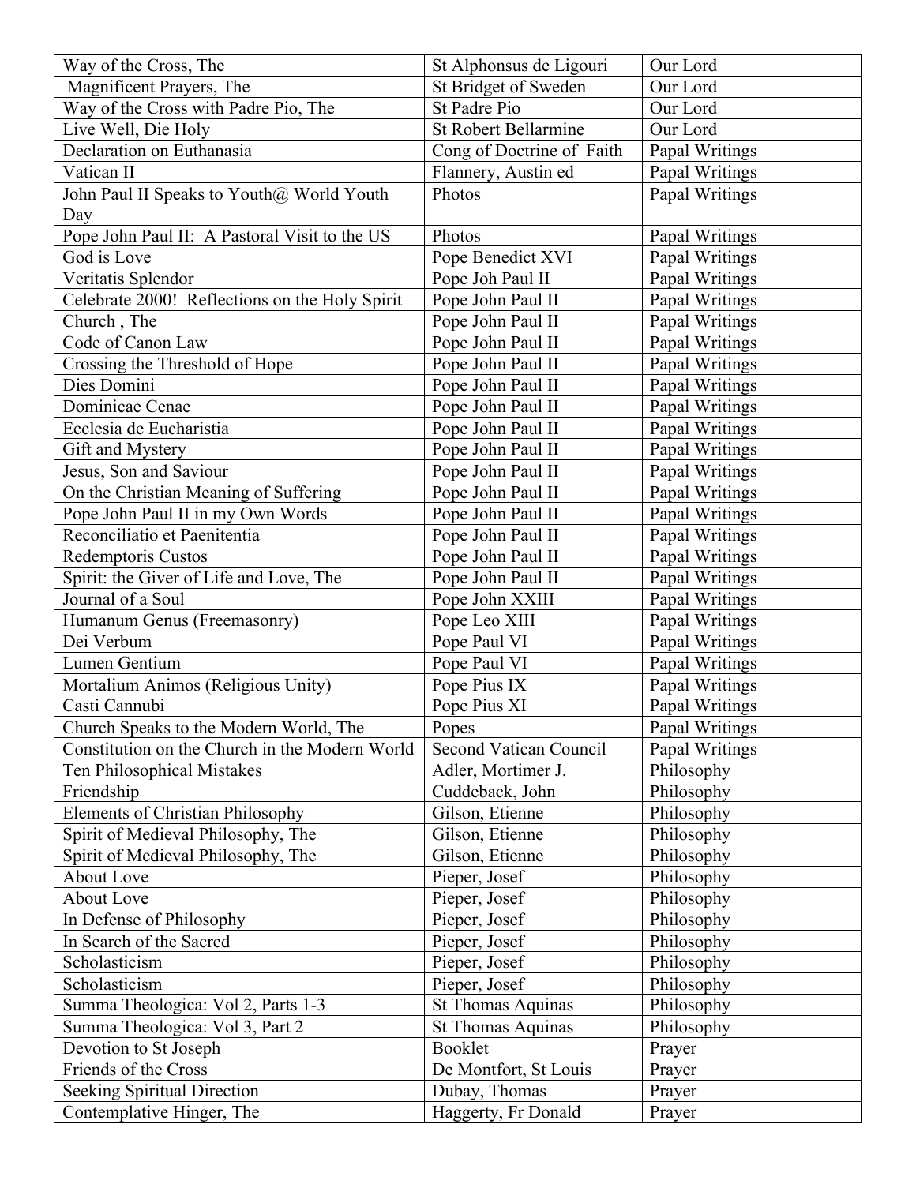| Way of the Cross, The | St Alphonsus de Ligouri | Our Lord |
|---|---|---|
| Magnificent Prayers, The | St Bridget of Sweden | Our Lord |
| Way of the Cross with Padre Pio, The | St Padre Pio | Our Lord |
| Live Well, Die Holy | St Robert Bellarmine | Our Lord |
| Declaration on Euthanasia | Cong of Doctrine of Faith | Papal Writings |
| Vatican II | Flannery, Austin ed | Papal Writings |
| John Paul II Speaks to Youth@ World Youth Day | Photos | Papal Writings |
| Pope John Paul II: A Pastoral Visit to the US | Photos | Papal Writings |
| God is Love | Pope Benedict XVI | Papal Writings |
| Veritatis Splendor | Pope Joh Paul II | Papal Writings |
| Celebrate 2000! Reflections on the Holy Spirit | Pope John Paul II | Papal Writings |
| Church , The | Pope John Paul II | Papal Writings |
| Code of Canon Law | Pope John Paul II | Papal Writings |
| Crossing the Threshold of Hope | Pope John Paul II | Papal Writings |
| Dies Domini | Pope John Paul II | Papal Writings |
| Dominicae Cenae | Pope John Paul II | Papal Writings |
| Ecclesia de Eucharistia | Pope John Paul II | Papal Writings |
| Gift and Mystery | Pope John Paul II | Papal Writings |
| Jesus, Son and Saviour | Pope John Paul II | Papal Writings |
| On the Christian Meaning of Suffering | Pope John Paul II | Papal Writings |
| Pope John Paul II in my Own Words | Pope John Paul II | Papal Writings |
| Reconciliatio et Paenitentia | Pope John Paul II | Papal Writings |
| Redemptoris Custos | Pope John Paul II | Papal Writings |
| Spirit: the Giver of Life and Love, The | Pope John Paul II | Papal Writings |
| Journal of a Soul | Pope John XXIII | Papal Writings |
| Humanum Genus (Freemasonry) | Pope Leo XIII | Papal Writings |
| Dei Verbum | Pope Paul VI | Papal Writings |
| Lumen Gentium | Pope Paul VI | Papal Writings |
| Mortalium Animos (Religious Unity) | Pope Pius IX | Papal Writings |
| Casti Cannubi | Pope Pius XI | Papal Writings |
| Church Speaks to the Modern World, The | Popes | Papal Writings |
| Constitution on the Church in the Modern World | Second Vatican Council | Papal Writings |
| Ten Philosophical Mistakes | Adler, Mortimer J. | Philosophy |
| Friendship | Cuddeback, John | Philosophy |
| Elements of Christian Philosophy | Gilson, Etienne | Philosophy |
| Spirit of Medieval Philosophy, The | Gilson, Etienne | Philosophy |
| Spirit of Medieval Philosophy, The | Gilson, Etienne | Philosophy |
| About Love | Pieper, Josef | Philosophy |
| About Love | Pieper, Josef | Philosophy |
| In Defense of Philosophy | Pieper, Josef | Philosophy |
| In Search of the Sacred | Pieper, Josef | Philosophy |
| Scholasticism | Pieper, Josef | Philosophy |
| Scholasticism | Pieper, Josef | Philosophy |
| Summa Theologica: Vol 2, Parts 1-3 | St Thomas Aquinas | Philosophy |
| Summa Theologica: Vol 3, Part 2 | St Thomas Aquinas | Philosophy |
| Devotion to St Joseph | Booklet | Prayer |
| Friends of the Cross | De Montfort, St Louis | Prayer |
| Seeking Spiritual Direction | Dubay, Thomas | Prayer |
| Contemplative Hinger, The | Haggerty, Fr Donald | Prayer |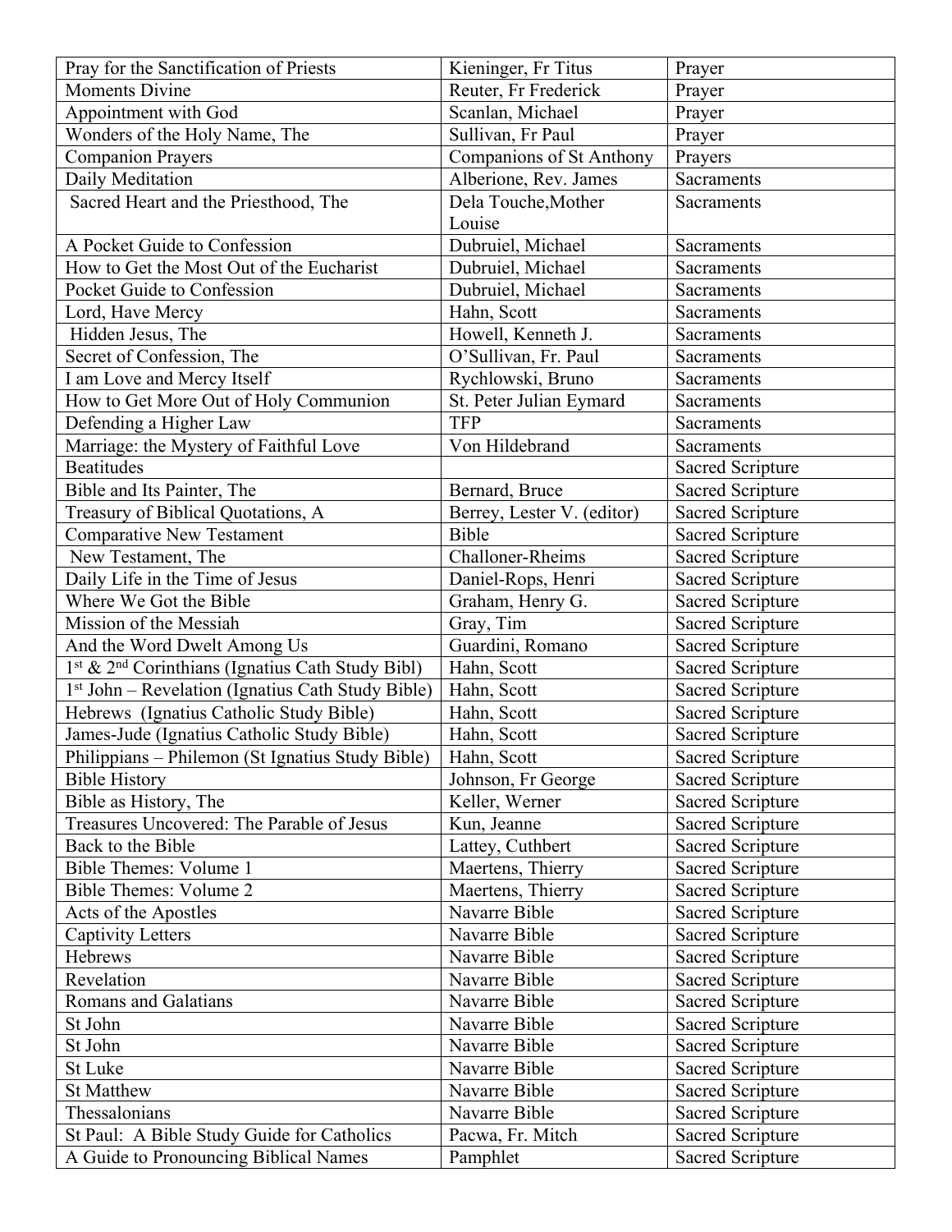| Pray for the Sanctification of Priests | Kieninger, Fr Titus | Prayer |
|---|---|---|
| Moments Divine | Reuter, Fr Frederick | Prayer |
| Appointment with God | Scanlan, Michael | Prayer |
| Wonders of the Holy Name, The | Sullivan, Fr Paul | Prayer |
| Companion Prayers | Companions of St Anthony | Prayers |
| Daily Meditation | Alberione, Rev. James | Sacraments |
| Sacred Heart and the Priesthood, The | Dela Touche,Mother Louise | Sacraments |
| A Pocket Guide to Confession | Dubruiel, Michael | Sacraments |
| How to Get the Most Out of the Eucharist | Dubruiel, Michael | Sacraments |
| Pocket Guide to Confession | Dubruiel, Michael | Sacraments |
| Lord, Have Mercy | Hahn, Scott | Sacraments |
| Hidden Jesus, The | Howell, Kenneth J. | Sacraments |
| Secret of Confession, The | O'Sullivan, Fr. Paul | Sacraments |
| I am Love and Mercy Itself | Rychlowski, Bruno | Sacraments |
| How to Get More Out of Holy Communion | St. Peter Julian Eymard | Sacraments |
| Defending a Higher Law | TFP | Sacraments |
| Marriage: the Mystery of Faithful Love | Von Hildebrand | Sacraments |
| Beatitudes | | Sacred Scripture |
| Bible and Its Painter, The | Bernard, Bruce | Sacred Scripture |
| Treasury of Biblical Quotations, A | Berrey, Lester V. (editor) | Sacred Scripture |
| Comparative New Testament | Bible | Sacred Scripture |
| New Testament, The | Challoner-Rheims | Sacred Scripture |
| Daily Life in the Time of Jesus | Daniel-Rops, Henri | Sacred Scripture |
| Where We Got the Bible | Graham, Henry G. | Sacred Scripture |
| Mission of the Messiah | Gray, Tim | Sacred Scripture |
| And the Word Dwelt Among Us | Guardini, Romano | Sacred Scripture |
| 1st & 2nd Corinthians (Ignatius Cath Study Bibl) | Hahn, Scott | Sacred Scripture |
| 1st John – Revelation (Ignatius Cath Study Bible) | Hahn, Scott | Sacred Scripture |
| Hebrews (Ignatius Catholic Study Bible) | Hahn, Scott | Sacred Scripture |
| James-Jude (Ignatius Catholic Study Bible) | Hahn, Scott | Sacred Scripture |
| Philippians – Philemon (St Ignatius Study Bible) | Hahn, Scott | Sacred Scripture |
| Bible History | Johnson, Fr George | Sacred Scripture |
| Bible as History, The | Keller, Werner | Sacred Scripture |
| Treasures Uncovered: The Parable of Jesus | Kun, Jeanne | Sacred Scripture |
| Back to the Bible | Lattey, Cuthbert | Sacred Scripture |
| Bible Themes: Volume 1 | Maertens, Thierry | Sacred Scripture |
| Bible Themes: Volume 2 | Maertens, Thierry | Sacred Scripture |
| Acts of the Apostles | Navarre Bible | Sacred Scripture |
| Captivity Letters | Navarre Bible | Sacred Scripture |
| Hebrews | Navarre Bible | Sacred Scripture |
| Revelation | Navarre Bible | Sacred Scripture |
| Romans and Galatians | Navarre Bible | Sacred Scripture |
| St John | Navarre Bible | Sacred Scripture |
| St John | Navarre Bible | Sacred Scripture |
| St Luke | Navarre Bible | Sacred Scripture |
| St Matthew | Navarre Bible | Sacred Scripture |
| Thessalonians | Navarre Bible | Sacred Scripture |
| St Paul: A Bible Study Guide for Catholics | Pacwa, Fr. Mitch | Sacred Scripture |
| A Guide to Pronouncing Biblical Names | Pamphlet | Sacred Scripture |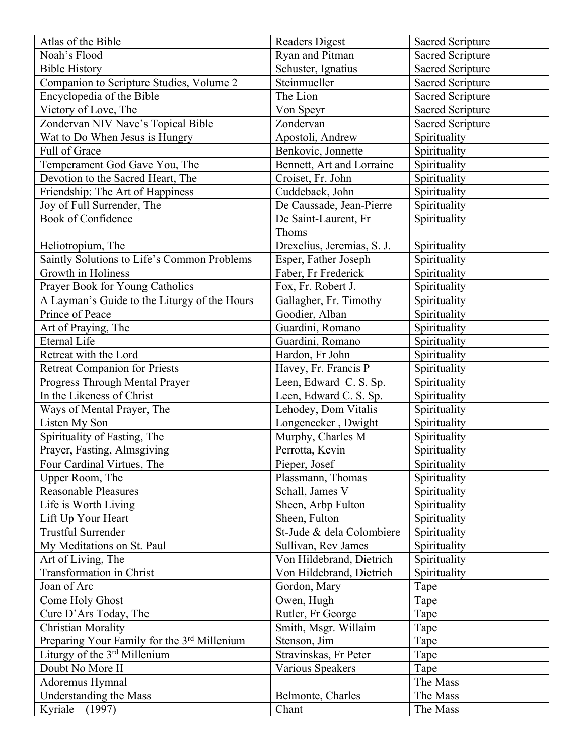| Atlas of the Bible | Readers Digest | Sacred Scripture |
|---|---|---|
| Noah's Flood | Ryan and Pitman | Sacred Scripture |
| Bible History | Schuster, Ignatius | Sacred Scripture |
| Companion to Scripture Studies, Volume 2 | Steinmueller | Sacred Scripture |
| Encyclopedia of the Bible | The Lion | Sacred Scripture |
| Victory of Love, The | Von Speyr | Sacred Scripture |
| Zondervan NIV Nave's Topical Bible | Zondervan | Sacred Scripture |
| Wat to Do When Jesus is Hungry | Apostoli, Andrew | Spirituality |
| Full of Grace | Benkovic, Jonnette | Spirituality |
| Temperament God Gave You, The | Bennett, Art and Lorraine | Spirituality |
| Devotion to the Sacred Heart, The | Croiset, Fr. John | Spirituality |
| Friendship: The Art of Happiness | Cuddeback, John | Spirituality |
| Joy of Full Surrender, The | De Caussade, Jean-Pierre | Spirituality |
| Book of Confidence | De Saint-Laurent, Fr Thoms | Spirituality |
| Heliotropium, The | Drexelius, Jeremias, S. J. | Spirituality |
| Saintly Solutions to Life's Common Problems | Esper, Father Joseph | Spirituality |
| Growth in Holiness | Faber, Fr Frederick | Spirituality |
| Prayer Book for Young Catholics | Fox, Fr. Robert J. | Spirituality |
| A Layman's Guide to the Liturgy of the Hours | Gallagher, Fr. Timothy | Spirituality |
| Prince of Peace | Goodier, Alban | Spirituality |
| Art of Praying, The | Guardini, Romano | Spirituality |
| Eternal Life | Guardini, Romano | Spirituality |
| Retreat with the Lord | Hardon, Fr John | Spirituality |
| Retreat Companion for Priests | Havey, Fr. Francis P | Spirituality |
| Progress Through Mental Prayer | Leen, Edward C. S. Sp. | Spirituality |
| In the Likeness of Christ | Leen, Edward C. S. Sp. | Spirituality |
| Ways of Mental Prayer, The | Lehodey, Dom Vitalis | Spirituality |
| Listen My Son | Longenecker , Dwight | Spirituality |
| Spirituality of Fasting, The | Murphy, Charles M | Spirituality |
| Prayer, Fasting, Almsgiving | Perrotta, Kevin | Spirituality |
| Four Cardinal Virtues, The | Pieper, Josef | Spirituality |
| Upper Room, The | Plassmann, Thomas | Spirituality |
| Reasonable Pleasures | Schall, James V | Spirituality |
| Life is Worth Living | Sheen, Arbp Fulton | Spirituality |
| Lift Up Your Heart | Sheen, Fulton | Spirituality |
| Trustful Surrender | St-Jude & dela Colombiere | Spirituality |
| My Meditations on St. Paul | Sullivan, Rev James | Spirituality |
| Art of Living, The | Von Hildebrand, Dietrich | Spirituality |
| Transformation in Christ | Von Hildebrand, Dietrich | Spirituality |
| Joan of Arc | Gordon, Mary | Tape |
| Come Holy Ghost | Owen, Hugh | Tape |
| Cure D'Ars Today, The | Rutler, Fr George | Tape |
| Christian Morality | Smith, Msgr. Willaim | Tape |
| Preparing Your Family for the 3rd Millenium | Stenson, Jim | Tape |
| Liturgy of the 3rd Millenium | Stravinskas, Fr Peter | Tape |
| Doubt No More II | Various Speakers | Tape |
| Adoremus Hymnal | | The Mass |
| Understanding the Mass | Belmonte, Charles | The Mass |
| Kyriale (1997) | Chant | The Mass |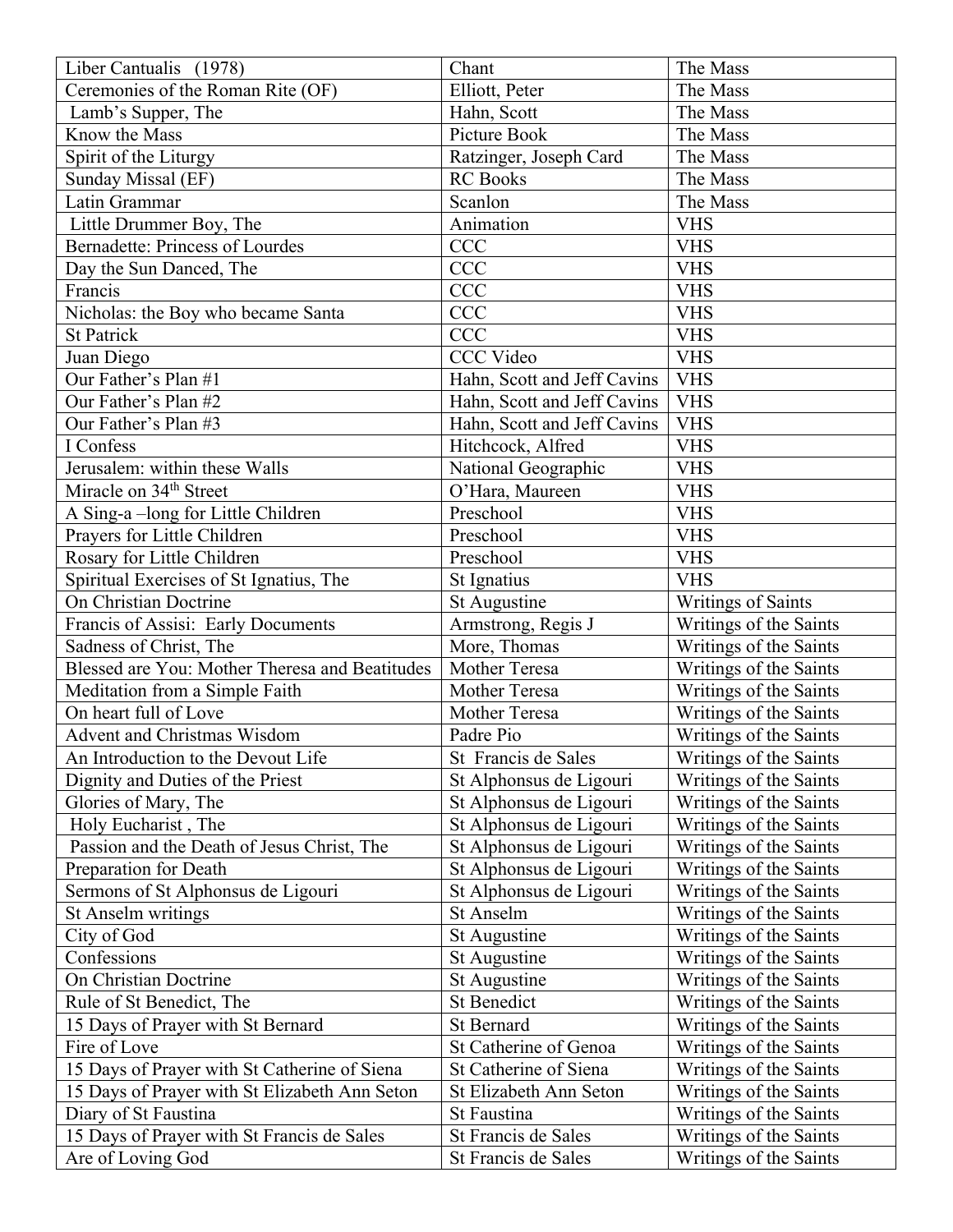| Liber Cantualis (1978) | Chant | The Mass |
|---|---|---|
| Ceremonies of the Roman Rite (OF) | Elliott, Peter | The Mass |
| Lamb's Supper, The | Hahn, Scott | The Mass |
| Know the Mass | Picture Book | The Mass |
| Spirit of the Liturgy | Ratzinger, Joseph Card | The Mass |
| Sunday Missal (EF) | RC Books | The Mass |
| Latin Grammar | Scanlon | The Mass |
| Little Drummer Boy, The | Animation | VHS |
| Bernadette: Princess of Lourdes | CCC | VHS |
| Day the Sun Danced, The | CCC | VHS |
| Francis | CCC | VHS |
| Nicholas: the Boy who became Santa | CCC | VHS |
| St Patrick | CCC | VHS |
| Juan Diego | CCC Video | VHS |
| Our Father's Plan #1 | Hahn, Scott and Jeff Cavins | VHS |
| Our Father's Plan #2 | Hahn, Scott and Jeff Cavins | VHS |
| Our Father's Plan #3 | Hahn, Scott and Jeff Cavins | VHS |
| I Confess | Hitchcock, Alfred | VHS |
| Jerusalem: within these Walls | National Geographic | VHS |
| Miracle on 34th Street | O'Hara, Maureen | VHS |
| A Sing-a –long for Little Children | Preschool | VHS |
| Prayers for Little Children | Preschool | VHS |
| Rosary for Little Children | Preschool | VHS |
| Spiritual Exercises of St Ignatius, The | St Ignatius | VHS |
| On Christian Doctrine | St Augustine | Writings of Saints |
| Francis of Assisi: Early Documents | Armstrong, Regis J | Writings of the Saints |
| Sadness of Christ, The | More, Thomas | Writings of the Saints |
| Blessed are You: Mother Theresa and Beatitudes | Mother Teresa | Writings of the Saints |
| Meditation from a Simple Faith | Mother Teresa | Writings of the Saints |
| On heart full of Love | Mother Teresa | Writings of the Saints |
| Advent and Christmas Wisdom | Padre Pio | Writings of the Saints |
| An Introduction to the Devout Life | St Francis de Sales | Writings of the Saints |
| Dignity and Duties of the Priest | St Alphonsus de Ligouri | Writings of the Saints |
| Glories of Mary, The | St Alphonsus de Ligouri | Writings of the Saints |
| Holy Eucharist , The | St Alphonsus de Ligouri | Writings of the Saints |
| Passion and the Death of Jesus Christ, The | St Alphonsus de Ligouri | Writings of the Saints |
| Preparation for Death | St Alphonsus de Ligouri | Writings of the Saints |
| Sermons of St Alphonsus de Ligouri | St Alphonsus de Ligouri | Writings of the Saints |
| St Anselm writings | St Anselm | Writings of the Saints |
| City of God | St Augustine | Writings of the Saints |
| Confessions | St Augustine | Writings of the Saints |
| On Christian Doctrine | St Augustine | Writings of the Saints |
| Rule of St Benedict, The | St Benedict | Writings of the Saints |
| 15 Days of Prayer with St Bernard | St Bernard | Writings of the Saints |
| Fire of Love | St Catherine of Genoa | Writings of the Saints |
| 15 Days of Prayer with St Catherine of Siena | St Catherine of Siena | Writings of the Saints |
| 15 Days of Prayer with St Elizabeth Ann Seton | St Elizabeth Ann Seton | Writings of the Saints |
| Diary of St Faustina | St Faustina | Writings of the Saints |
| 15 Days of Prayer with St Francis de Sales | St Francis de Sales | Writings of the Saints |
| Are of Loving God | St Francis de Sales | Writings of the Saints |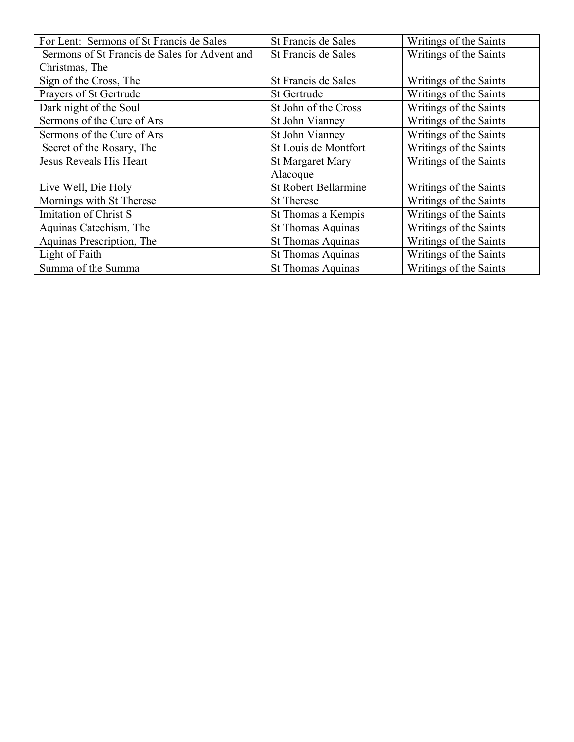| | | |
|---|---|---|
| For Lent: Sermons of St Francis de Sales | St Francis de Sales | Writings of the Saints |
| Sermons of St Francis de Sales for Advent and Christmas, The | St Francis de Sales | Writings of the Saints |
| Sign of the Cross, The | St Francis de Sales | Writings of the Saints |
| Prayers of St Gertrude | St Gertrude | Writings of the Saints |
| Dark night of the Soul | St John of the Cross | Writings of the Saints |
| Sermons of the Cure of Ars | St John Vianney | Writings of the Saints |
| Sermons of the Cure of Ars | St John Vianney | Writings of the Saints |
| Secret of the Rosary, The | St Louis de Montfort | Writings of the Saints |
| Jesus Reveals His Heart | St Margaret Mary Alacoque | Writings of the Saints |
| Live Well, Die Holy | St Robert Bellarmine | Writings of the Saints |
| Mornings with St Therese | St Therese | Writings of the Saints |
| Imitation of Christ S | St Thomas a Kempis | Writings of the Saints |
| Aquinas Catechism, The | St Thomas Aquinas | Writings of the Saints |
| Aquinas Prescription, The | St Thomas Aquinas | Writings of the Saints |
| Light of Faith | St Thomas Aquinas | Writings of the Saints |
| Summa of the Summa | St Thomas Aquinas | Writings of the Saints |